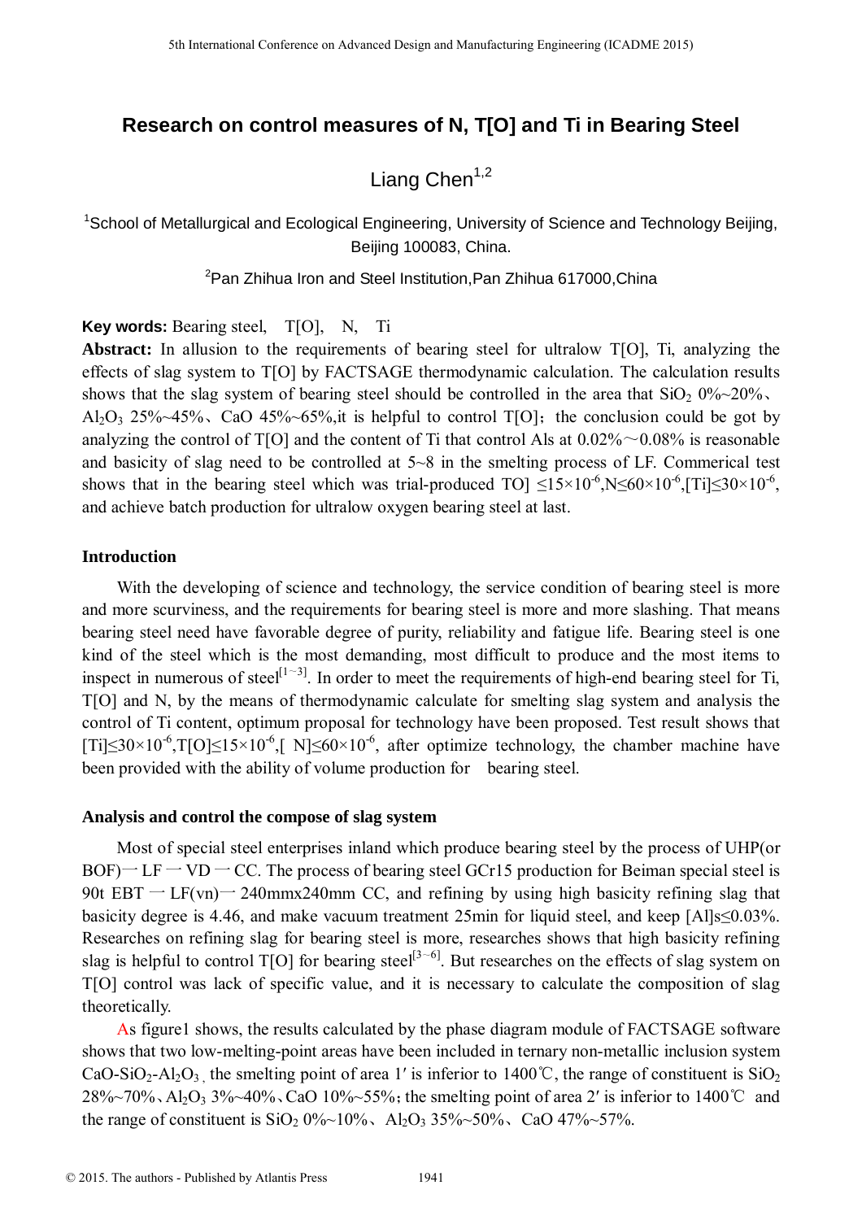# Research on control measures of N, T[O] and Ti in Bearing Steel

Liang Chen[1,2]

[1]School of Metallurgical and Ecological Engineering, University of Science and Technology Beijing, Beijing 100083, China.

[2]Pan Zhihua Iron and Steel Institution,Pan Zhihua 617000,China

**Key words:** Bearing steel, T[O], N, Ti

**Abstract:** In allusion to the requirements of bearing steel for ultralow T[O], Ti, analyzing the effects of slag system to T[O] by FACTSAGE thermodynamic calculation. The calculation results shows that the slag system of bearing steel should be controlled in the area that $SiO_2$ 0%~20%、$Al_2O_3$ 25%~45%、CaO 45%~65%,it is helpful to control T[O]；the conclusion could be got by analyzing the control of T[O] and the content of Ti that control Als at 0.02%～0.08% is reasonable and basicity of slag need to be controlled at 5~8 in the smelting process of LF. Commerical test shows that in the bearing steel which was trial-produced TO] $\leq 15\times10^{-6}$,N$\leq 60\times10^{-6}$,[Ti]$\leq 30\times10^{-6}$, and achieve batch production for ultralow oxygen bearing steel at last.

## Introduction

With the developing of science and technology, the service condition of bearing steel is more and more scurviness, and the requirements for bearing steel is more and more slashing. That means bearing steel need have favorable degree of purity, reliability and fatigue life. Bearing steel is one kind of the steel which is the most demanding, most difficult to produce and the most items to inspect in numerous of steel[1~3]. In order to meet the requirements of high-end bearing steel for Ti, T[O] and N, by the means of thermodynamic calculate for smelting slag system and analysis the control of Ti content, optimum proposal for technology have been proposed. Test result shows that [Ti]$\leq 30\times10^{-6}$,T[O]$\leq 15\times10^{-6}$,[ N]$\leq 60\times10^{-6}$, after optimize technology, the chamber machine have been provided with the ability of volume production for bearing steel.

## Analysis and control the compose of slag system

Most of special steel enterprises inland which produce bearing steel by the process of UHP(or BOF)一LF一VD一CC. The process of bearing steel GCr15 production for Beiman special steel is 90t EBT 一 LF(vn)一 240mmx240mm CC, and refining by using high basicity refining slag that basicity degree is 4.46, and make vacuum treatment 25min for liquid steel, and keep [Al]s≤0.03%. Researches on refining slag for bearing steel is more, researches shows that high basicity refining slag is helpful to control T[O] for bearing steel[3~6]. But researches on the effects of slag system on T[O] control was lack of specific value, and it is necessary to calculate the composition of slag theoretically.

As figure1 shows, the results calculated by the phase diagram module of FACTSAGE software shows that two low-melting-point areas have been included in ternary non-metallic inclusion system $CaO\text{-}SiO_2\text{-}Al_2O_3$, the smelting point of area 1′ is inferior to 1400℃, the range of constituent is $SiO_2$ 28%~70%、$Al_2O_3$ 3%~40%、CaO 10%~55%; the smelting point of area 2′ is inferior to 1400℃ and the range of constituent is $SiO_2$ 0%~10%、$Al_2O_3$ 35%~50%、CaO 47%~57%.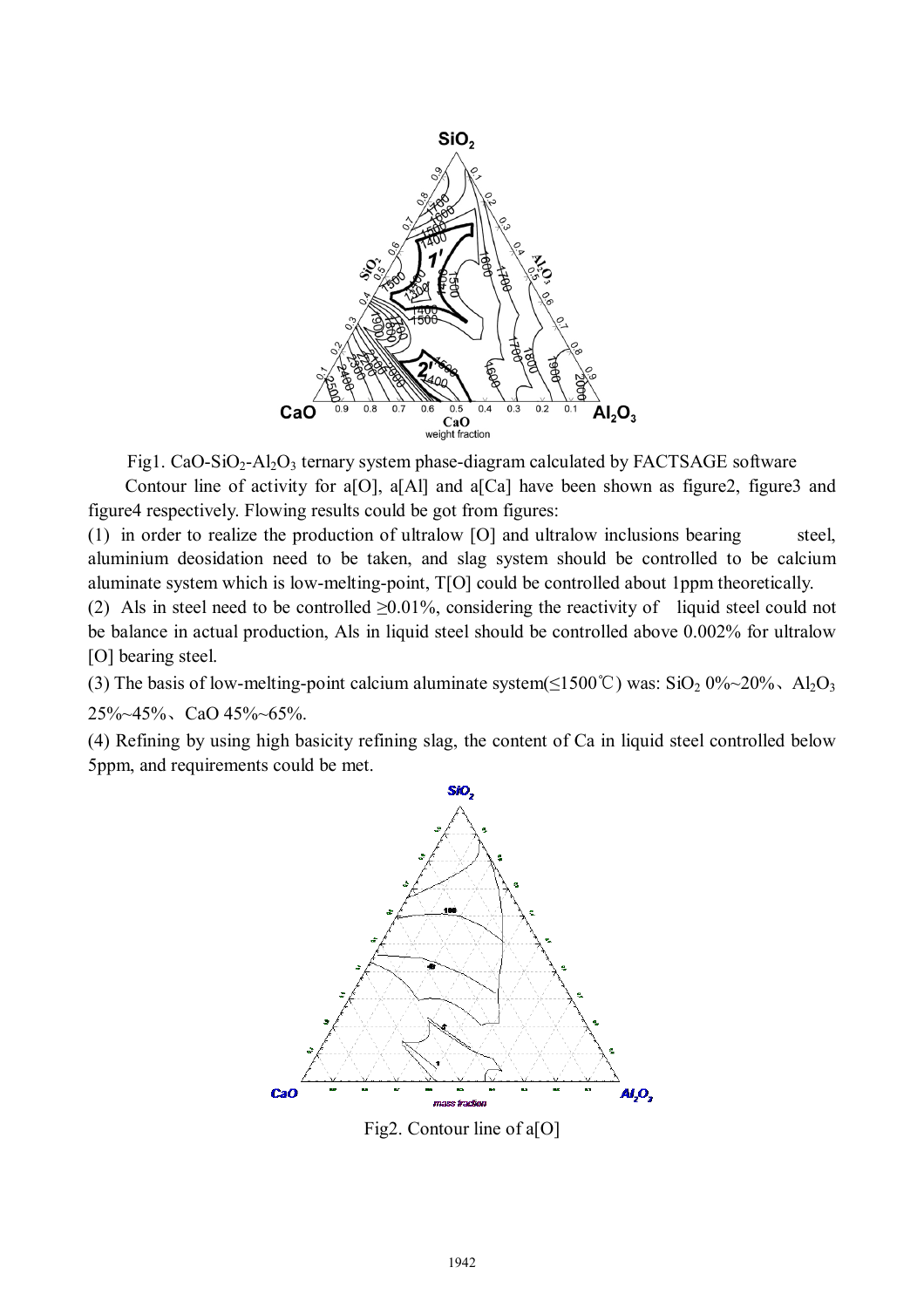Fig1. $CaO$-$SiO_2$-$Al_2O_3$ ternary system phase-diagram calculated by FACTSAGE software

Contour line of activity for a[O], a[Al] and a[Ca] have been shown as figure2, figure3 and figure4 respectively. Flowing results could be got from figures:

(1) in order to realize the production of ultralow [O] and ultralow inclusions bearing steel, aluminium deosidation need to be taken, and slag system should be controlled to be calcium aluminate system which is low-melting-point, T[O] could be controlled about 1ppm theoretically.

(2) Als in steel need to be controlled ≥0.01%, considering the reactivity of liquid steel could not be balance in actual production, Als in liquid steel should be controlled above 0.002% for ultralow [O] bearing steel.

(3) The basis of low-melting-point calcium aluminate system(≤1500℃) was: $SiO_2$ 0%~20%、$Al_2O_3$ 25%~45%、$CaO$ 45%~65%.

(4) Refining by using high basicity refining slag, the content of Ca in liquid steel controlled below 5ppm, and requirements could be met.

Fig2. Contour line of a[O]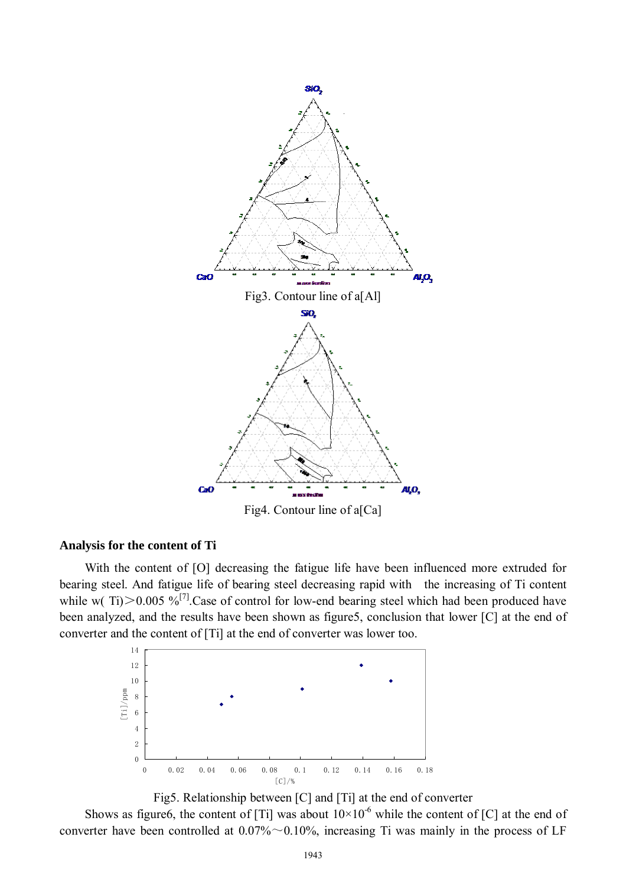Fig3. Contour line of a[Al]

Fig4. Contour line of a[Ca]

**Analysis for the content of Ti**

With the content of [O] decreasing the fatigue life have been influenced more extruded for bearing steel. And fatigue life of bearing steel decreasing rapid with the increasing of Ti content while w( Ti)＞0.005 %[7].Case of control for low-end bearing steel which had been produced have been analyzed, and the results have been shown as figure5, conclusion that lower [C] at the end of converter and the content of [Ti] at the end of converter was lower too.

Fig5. Relationship between [C] and [Ti] at the end of converter

Shows as figure6, the content of [Ti] was about $10\times10^{-6}$ while the content of [C] at the end of converter have been controlled at 0.07%～0.10%, increasing Ti was mainly in the process of LF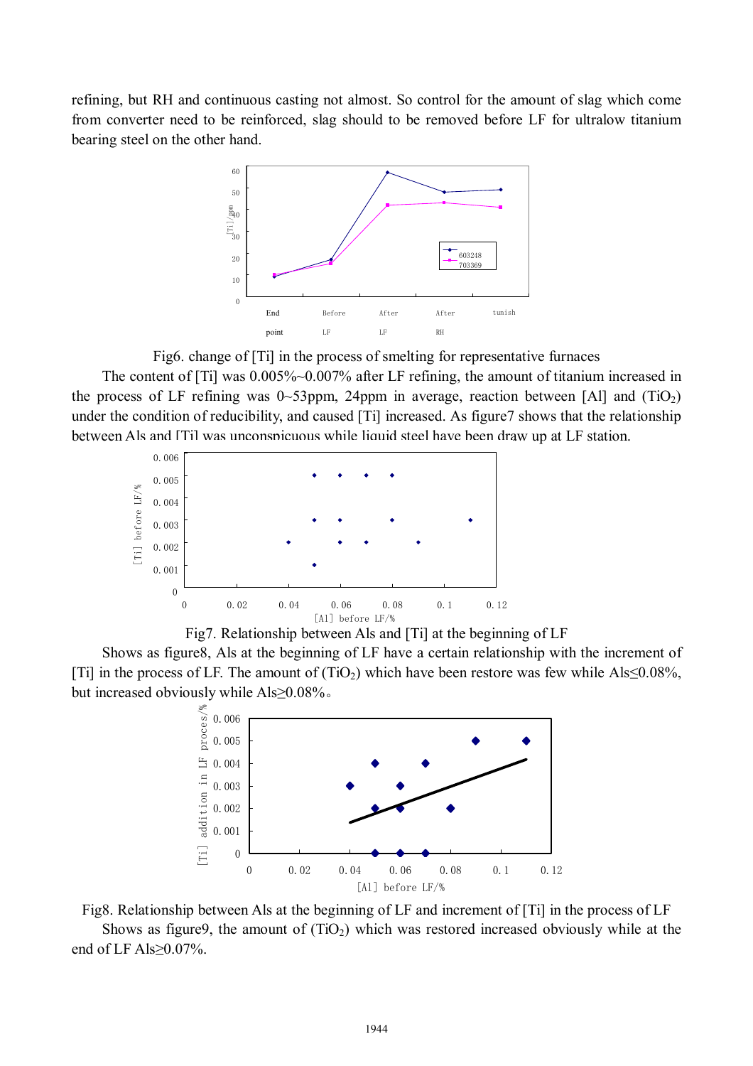refining, but RH and continuous casting not almost. So control for the amount of slag which come from converter need to be reinforced, slag should to be removed before LF for ultralow titanium bearing steel on the other hand.

Fig6. change of [Ti] in the process of smelting for representative furnaces

The content of [Ti] was 0.005%~0.007% after LF refining, the amount of titanium increased in the process of LF refining was 0~53ppm, 24ppm in average, reaction between [Al] and ($TiO_2$) under the condition of reducibility, and caused [Ti] increased. As figure7 shows that the relationship between Als and [Ti] was unconspicuous while liquid steel have been draw up at LF station.

Fig7. Relationship between Als and [Ti] at the beginning of LF

Shows as figure8, Als at the beginning of LF have a certain relationship with the increment of [Ti] in the process of LF. The amount of ($TiO_2$) which have been restore was few while Als≤0.08%, but increased obviously while Als≥0.08%。

Fig8. Relationship between Als at the beginning of LF and increment of [Ti] in the process of LF

Shows as figure9, the amount of ($TiO_2$) which was restored increased obviously while at the end of LF Als≥0.07%.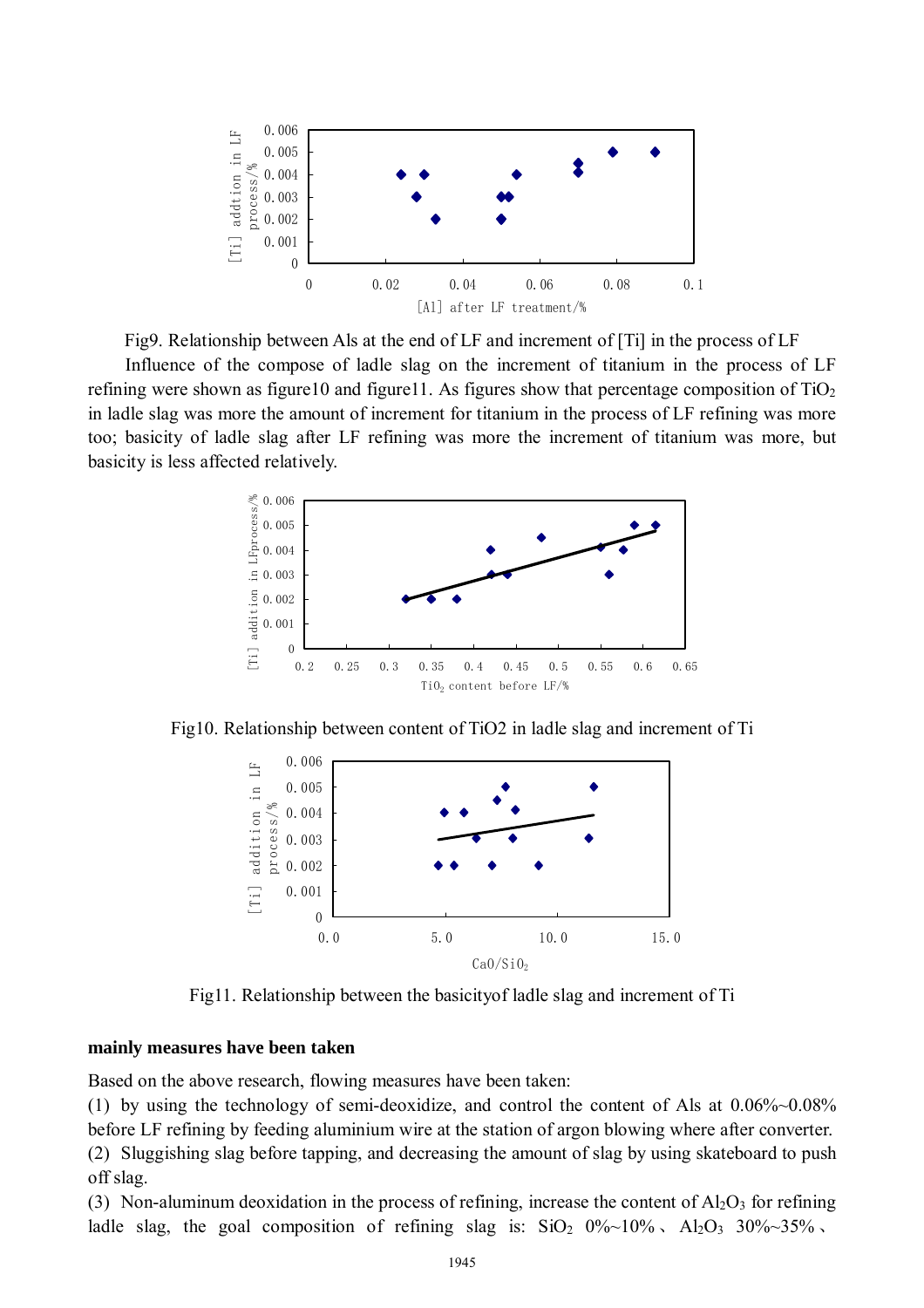Fig9. Relationship between Als at the end of LF and increment of [Ti] in the process of LF

Influence of the compose of ladle slag on the increment of titanium in the process of LF refining were shown as figure10 and figure11. As figures show that percentage composition of $TiO_2$ in ladle slag was more the amount of increment for titanium in the process of LF refining was more too; basicity of ladle slag after LF refining was more the increment of titanium was more, but basicity is less affected relatively.

Fig10. Relationship between content of TiO2 in ladle slag and increment of Ti

Fig11. Relationship between the basicityof ladle slag and increment of Ti

**mainly measures have been taken**

Based on the above research, flowing measures have been taken:

(1) by using the technology of semi-deoxidize, and control the content of Als at 0.06%~0.08% before LF refining by feeding aluminium wire at the station of argon blowing where after converter.

(2) Sluggishing slag before tapping, and decreasing the amount of slag by using skateboard to push off slag.

(3) Non-aluminum deoxidation in the process of refining, increase the content of $Al_2O_3$ for refining ladle slag, the goal composition of refining slag is: $SiO_2$ 0%~10%、$Al_2O_3$ 30%~35%、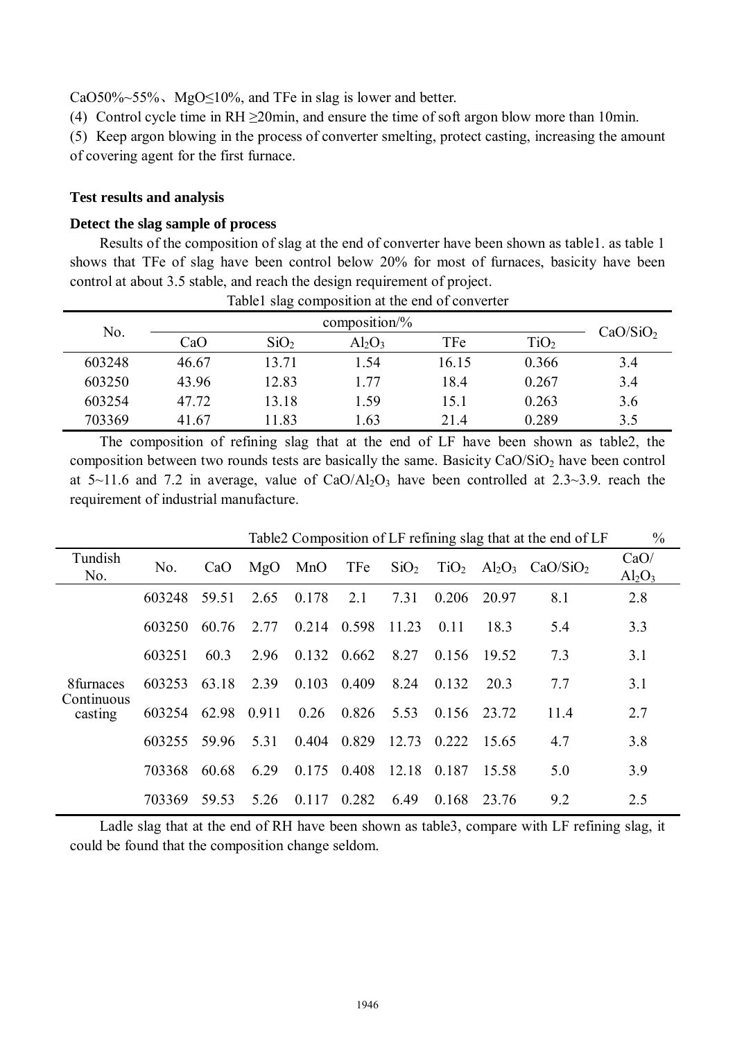CaO50%~55%、MgO≤10%, and TFe in slag is lower and better.

(4) Control cycle time in RH ≥20min, and ensure the time of soft argon blow more than 10min.

(5) Keep argon blowing in the process of converter smelting, protect casting, increasing the amount of covering agent for the first furnace.

## Test results and analysis

### Detect the slag sample of process

Results of the composition of slag at the end of converter have been shown as table1. as table 1 shows that TFe of slag have been control below 20% for most of furnaces, basicity have been control at about 3.5 stable, and reach the design requirement of project.

Table1 slag composition at the end of converter

| No. | composition/% | | | | | $CaO/SiO_2$ |
|---|---|---|---|---|---|---|
| | CaO | $SiO_2$ | $Al_2O_3$ | TFe | $TiO_2$ | |
| 603248 | 46.67 | 13.71 | 1.54 | 16.15 | 0.366 | 3.4 |
| 603250 | 43.96 | 12.83 | 1.77 | 18.4 | 0.267 | 3.4 |
| 603254 | 47.72 | 13.18 | 1.59 | 15.1 | 0.263 | 3.6 |
| 703369 | 41.67 | 11.83 | 1.63 | 21.4 | 0.289 | 3.5 |

The composition of refining slag that at the end of LF have been shown as table2, the composition between two rounds tests are basically the same. Basicity $CaO/SiO_2$ have been control at 5~11.6 and 7.2 in average, value of $CaO/Al_2O_3$ have been controlled at 2.3~3.9. reach the requirement of industrial manufacture.

Table2 Composition of LF refining slag that at the end of LF %

| Tundish No. | No. | CaO | MgO | MnO | TFe | $SiO_2$ | $TiO_2$ | $Al_2O_3$ | $CaO/SiO_2$ | $CaO/Al_2O_3$ |
|---|---|---|---|---|---|---|---|---|---|---|
| 8furnaces Continuous casting | 603248 | 59.51 | 2.65 | 0.178 | 2.1 | 7.31 | 0.206 | 20.97 | 8.1 | 2.8 |
| | 603250 | 60.76 | 2.77 | 0.214 | 0.598 | 11.23 | 0.11 | 18.3 | 5.4 | 3.3 |
| | 603251 | 60.3 | 2.96 | 0.132 | 0.662 | 8.27 | 0.156 | 19.52 | 7.3 | 3.1 |
| | 603253 | 63.18 | 2.39 | 0.103 | 0.409 | 8.24 | 0.132 | 20.3 | 7.7 | 3.1 |
| | 603254 | 62.98 | 0.911 | 0.26 | 0.826 | 5.53 | 0.156 | 23.72 | 11.4 | 2.7 |
| | 603255 | 59.96 | 5.31 | 0.404 | 0.829 | 12.73 | 0.222 | 15.65 | 4.7 | 3.8 |
| | 703368 | 60.68 | 6.29 | 0.175 | 0.408 | 12.18 | 0.187 | 15.58 | 5.0 | 3.9 |
| | 703369 | 59.53 | 5.26 | 0.117 | 0.282 | 6.49 | 0.168 | 23.76 | 9.2 | 2.5 |

Ladle slag that at the end of RH have been shown as table3, compare with LF refining slag, it could be found that the composition change seldom.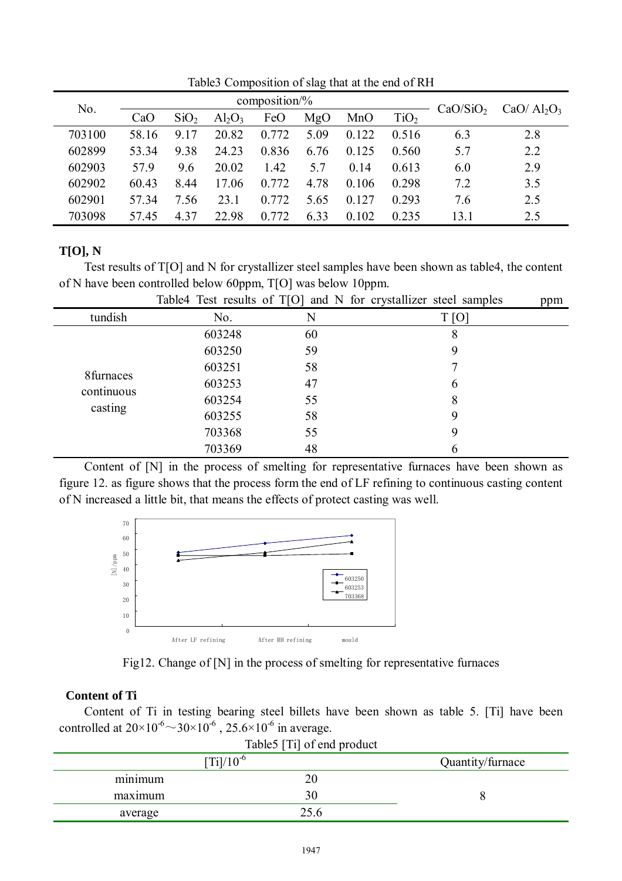Table3 Composition of slag that at the end of RH

| No. | composition/% | | | | | | | $CaO/SiO_2$ | $CaO/ Al_2O_3$ |
|---|---|---|---|---|---|---|---|---|---|
| | CaO | $SiO_2$ | $Al_2O_3$ | FeO | MgO | MnO | $TiO_2$ | | |
| 703100 | 58.16 | 9.17 | 20.82 | 0.772 | 5.09 | 0.122 | 0.516 | 6.3 | 2.8 |
| 602899 | 53.34 | 9.38 | 24.23 | 0.836 | 6.76 | 0.125 | 0.560 | 5.7 | 2.2 |
| 602903 | 57.9 | 9.6 | 20.02 | 1.42 | 5.7 | 0.14 | 0.613 | 6.0 | 2.9 |
| 602902 | 60.43 | 8.44 | 17.06 | 0.772 | 4.78 | 0.106 | 0.298 | 7.2 | 3.5 |
| 602901 | 57.34 | 7.56 | 23.1 | 0.772 | 5.65 | 0.127 | 0.293 | 7.6 | 2.5 |
| 703098 | 57.45 | 4.37 | 22.98 | 0.772 | 6.33 | 0.102 | 0.235 | 13.1 | 2.5 |

**T[O], N**

Test results of T[O] and N for crystallizer steel samples have been shown as table4, the content of N have been controlled below 60ppm, T[O] was below 10ppm.

Table4 Test results of T[O] and N for crystallizer steel samples ppm

| tundish | No. | N | T [O] |
|---|---|---|---|
| 8furnaces continuous casting | 603248 | 60 | 8 |
| | 603250 | 59 | 9 |
| | 603251 | 58 | 7 |
| | 603253 | 47 | 6 |
| | 603254 | 55 | 8 |
| | 603255 | 58 | 9 |
| | 703368 | 55 | 9 |
| | 703369 | 48 | 6 |

Content of [N] in the process of smelting for representative furnaces have been shown as figure 12. as figure shows that the process form the end of LF refining to continuous casting content of N increased a little bit, that means the effects of protect casting was well.

Fig12. Change of [N] in the process of smelting for representative furnaces

**Content of Ti**

Content of Ti in testing bearing steel billets have been shown as table 5. [Ti] have been controlled at $20\times10^{-6}\sim30\times10^{-6}$ , $25.6\times10^{-6}$ in average.

Table5 [Ti] of end product

| | $[Ti]/10^{-6}$ | Quantity/furnace |
|---|---|---|
| minimum | 20 | 8 |
| maximum | 30 | |
| average | 25.6 | |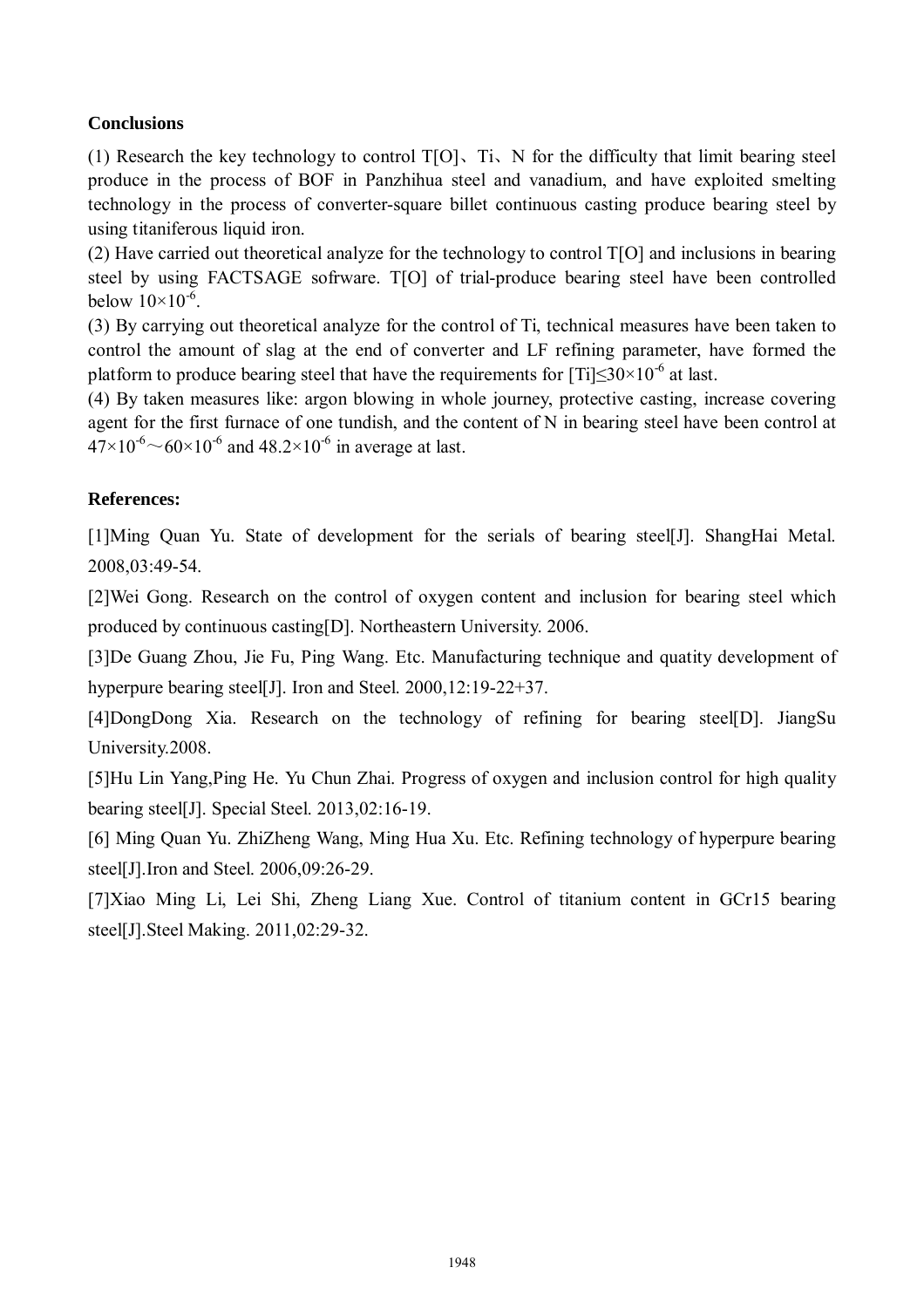**Conclusions**

(1) Research the key technology to control T[O]、Ti、N for the difficulty that limit bearing steel produce in the process of BOF in Panzhihua steel and vanadium, and have exploited smelting technology in the process of converter-square billet continuous casting produce bearing steel by using titaniferous liquid iron.

(2) Have carried out theoretical analyze for the technology to control T[O] and inclusions in bearing steel by using FACTSAGE sofrware. T[O] of trial-produce bearing steel have been controlled below $10 \times 10^{-6}$.

(3) By carrying out theoretical analyze for the control of Ti, technical measures have been taken to control the amount of slag at the end of converter and LF refining parameter, have formed the platform to produce bearing steel that have the requirements for $[Ti] \leq 30 \times 10^{-6}$ at last.

(4) By taken measures like: argon blowing in whole journey, protective casting, increase covering agent for the first furnace of one tundish, and the content of N in bearing steel have been control at $47 \times 10^{-6} \sim 60 \times 10^{-6}$ and $48.2 \times 10^{-6}$ in average at last.

**References:**

[1]Ming Quan Yu. State of development for the serials of bearing steel[J]. ShangHai Metal. 2008,03:49-54.

[2]Wei Gong. Research on the control of oxygen content and inclusion for bearing steel which produced by continuous casting[D]. Northeastern University. 2006.

[3]De Guang Zhou, Jie Fu, Ping Wang. Etc. Manufacturing technique and quatity development of hyperpure bearing steel[J]. Iron and Steel. 2000,12:19-22+37.

[4]DongDong Xia. Research on the technology of refining for bearing steel[D]. JiangSu University.2008.

[5]Hu Lin Yang,Ping He. Yu Chun Zhai. Progress of oxygen and inclusion control for high quality bearing steel[J]. Special Steel. 2013,02:16-19.

[6] Ming Quan Yu. ZhiZheng Wang, Ming Hua Xu. Etc. Refining technology of hyperpure bearing steel[J].Iron and Steel. 2006,09:26-29.

[7]Xiao Ming Li, Lei Shi, Zheng Liang Xue. Control of titanium content in GCr15 bearing steel[J].Steel Making. 2011,02:29-32.